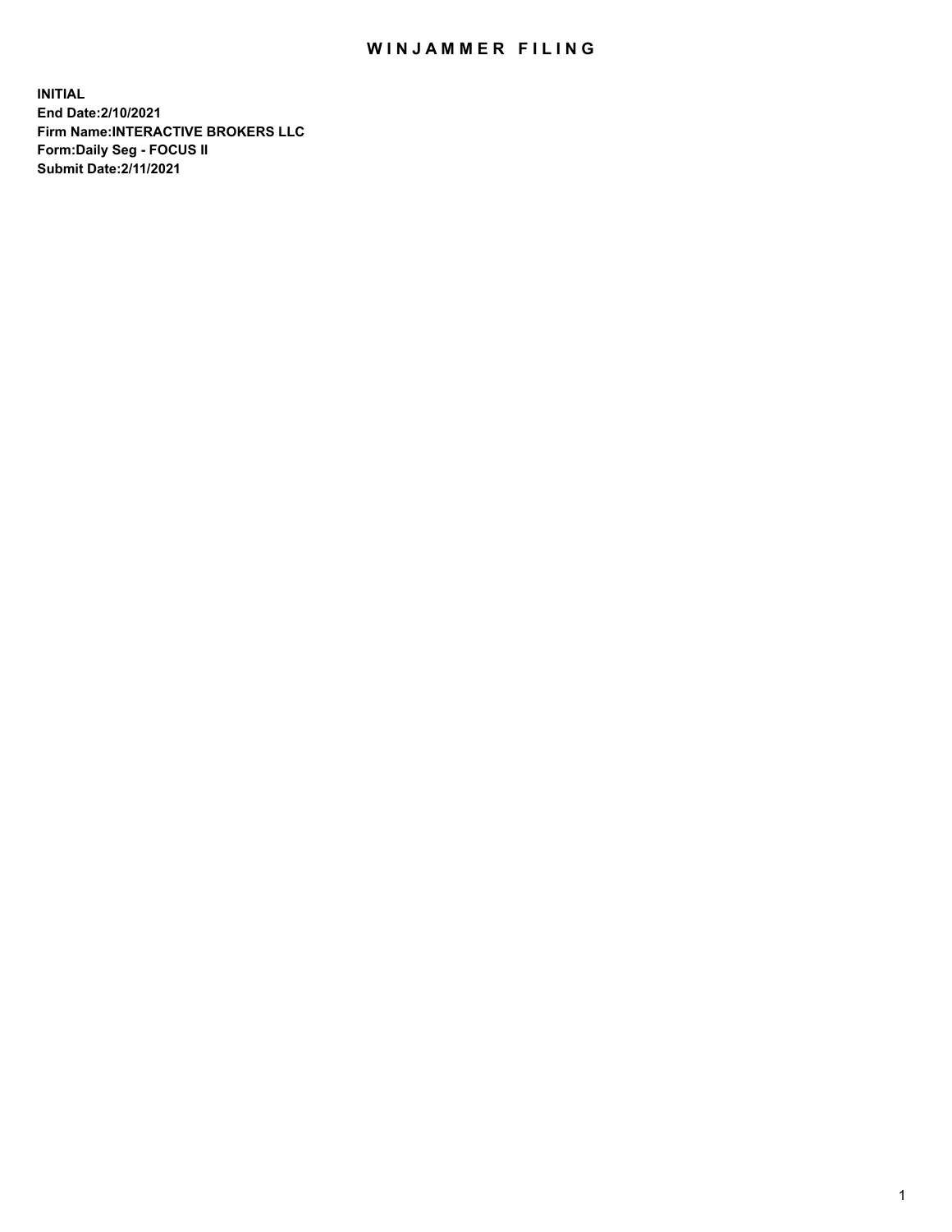# WINJAMMER FILING

**INITIAL**
**End Date:2/10/2021**
**Firm Name:INTERACTIVE BROKERS LLC**
**Form:Daily Seg - FOCUS II**
**Submit Date:2/11/2021**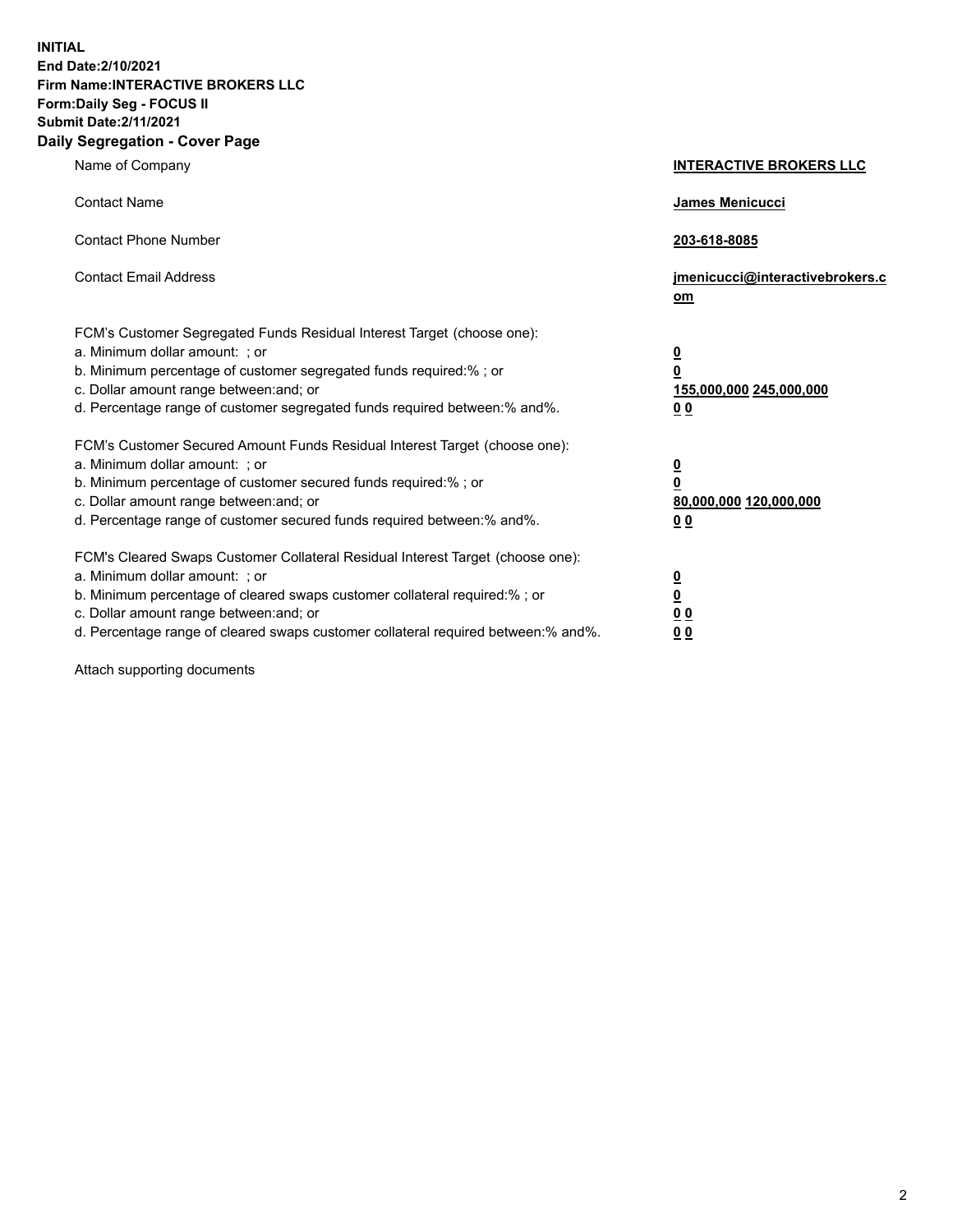**INITIAL**
**End Date:2/10/2021**
**Firm Name:INTERACTIVE BROKERS LLC**
**Form:Daily Seg - FOCUS II**
**Submit Date:2/11/2021**

## Daily Segregation - Cover Page

| | |
|---|---|
| Name of Company | **INTERACTIVE BROKERS LLC** |
| Contact Name | **James Menicucci** |
| Contact Phone Number | **203-618-8085** |
| Contact Email Address | **jmenicucci@interactivebrokers.com** |

FCM's Customer Segregated Funds Residual Interest Target (choose one):

| | |
|---|---|
| a. Minimum dollar amount: ; or | **0** |
| b. Minimum percentage of customer segregated funds required:% ; or | **0** |
| c. Dollar amount range between:and; or | **155,000,000** **245,000,000** |
| d. Percentage range of customer segregated funds required between:% and%. | **0** **0** |

FCM's Customer Secured Amount Funds Residual Interest Target (choose one):

| | |
|---|---|
| a. Minimum dollar amount: ; or | **0** |
| b. Minimum percentage of customer secured funds required:% ; or | **0** |
| c. Dollar amount range between:and; or | **80,000,000** **120,000,000** |
| d. Percentage range of customer secured funds required between:% and%. | **0** **0** |

FCM's Cleared Swaps Customer Collateral Residual Interest Target (choose one):

| | |
|---|---|
| a. Minimum dollar amount: ; or | **0** |
| b. Minimum percentage of cleared swaps customer collateral required:% ; or | **0** |
| c. Dollar amount range between:and; or | **0** **0** |
| d. Percentage range of cleared swaps customer collateral required between:% and%. | **0** **0** |

Attach supporting documents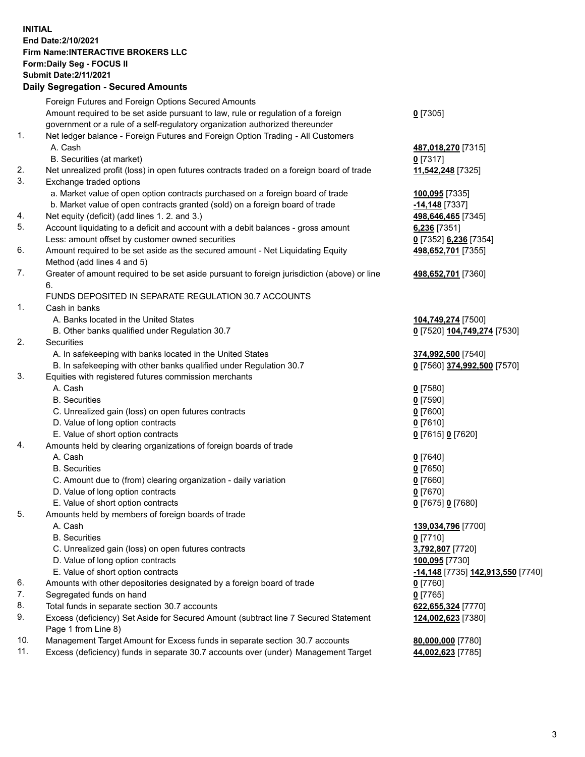**INITIAL**
**End Date:2/10/2021**
**Firm Name:INTERACTIVE BROKERS LLC**
**Form:Daily Seg - FOCUS II**
**Submit Date:2/11/2021**

**Daily Segregation - Secured Amounts**

| | | |
|---|---|---|
| | Foreign Futures and Foreign Options Secured Amounts | |
| | Amount required to be set aside pursuant to law, rule or regulation of a foreign government or a rule of a self-regulatory organization authorized thereunder | **0** [7305] |
| 1. | Net ledger balance - Foreign Futures and Foreign Option Trading - All Customers | |
| | A. Cash | **487,018,270** [7315] |
| | B. Securities (at market) | **0** [7317] |
| 2. | Net unrealized profit (loss) in open futures contracts traded on a foreign board of trade | **11,542,248** [7325] |
| 3. | Exchange traded options | |
| | a. Market value of open option contracts purchased on a foreign board of trade | **100,095** [7335] |
| | b. Market value of open contracts granted (sold) on a foreign board of trade | **-14,148** [7337] |
| 4. | Net equity (deficit) (add lines 1. 2. and 3.) | **498,646,465** [7345] |
| 5. | Account liquidating to a deficit and account with a debit balances - gross amount | **6,236** [7351] |
| | Less: amount offset by customer owned securities | **0** [7352] **6,236** [7354] |
| 6. | Amount required to be set aside as the secured amount - Net Liquidating Equity Method (add lines 4 and 5) | **498,652,701** [7355] |
| 7. | Greater of amount required to be set aside pursuant to foreign jurisdiction (above) or line 6. | **498,652,701** [7360] |
| | FUNDS DEPOSITED IN SEPARATE REGULATION 30.7 ACCOUNTS | |
| 1. | Cash in banks | |
| | A. Banks located in the United States | **104,749,274** [7500] |
| | B. Other banks qualified under Regulation 30.7 | **0** [7520] **104,749,274** [7530] |
| 2. | Securities | |
| | A. In safekeeping with banks located in the United States | **374,992,500** [7540] |
| | B. In safekeeping with other banks qualified under Regulation 30.7 | **0** [7560] **374,992,500** [7570] |
| 3. | Equities with registered futures commission merchants | |
| | A. Cash | **0** [7580] |
| | B. Securities | **0** [7590] |
| | C. Unrealized gain (loss) on open futures contracts | **0** [7600] |
| | D. Value of long option contracts | **0** [7610] |
| | E. Value of short option contracts | **0** [7615] **0** [7620] |
| 4. | Amounts held by clearing organizations of foreign boards of trade | |
| | A. Cash | **0** [7640] |
| | B. Securities | **0** [7650] |
| | C. Amount due to (from) clearing organization - daily variation | **0** [7660] |
| | D. Value of long option contracts | **0** [7670] |
| | E. Value of short option contracts | **0** [7675] **0** [7680] |
| 5. | Amounts held by members of foreign boards of trade | |
| | A. Cash | **139,034,796** [7700] |
| | B. Securities | **0** [7710] |
| | C. Unrealized gain (loss) on open futures contracts | **3,792,807** [7720] |
| | D. Value of long option contracts | **100,095** [7730] |
| | E. Value of short option contracts | **-14,148** [7735] **142,913,550** [7740] |
| 6. | Amounts with other depositories designated by a foreign board of trade | **0** [7760] |
| 7. | Segregated funds on hand | **0** [7765] |
| 8. | Total funds in separate section 30.7 accounts | **622,655,324** [7770] |
| 9. | Excess (deficiency) Set Aside for Secured Amount (subtract line 7 Secured Statement Page 1 from Line 8) | **124,002,623** [7380] |
| 10. | Management Target Amount for Excess funds in separate section 30.7 accounts | **80,000,000** [7780] |
| 11. | Excess (deficiency) funds in separate 30.7 accounts over (under) Management Target | **44,002,623** [7785] |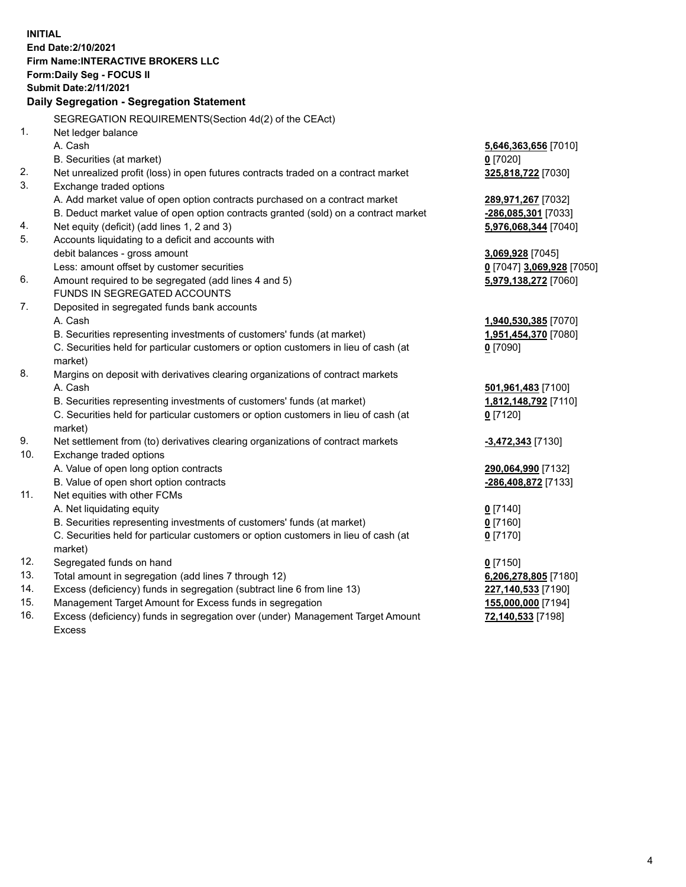**INITIAL**
**End Date:2/10/2021**
**Firm Name:INTERACTIVE BROKERS LLC**
**Form:Daily Seg - FOCUS II**
**Submit Date:2/11/2021**

### Daily Segregation - Segregation Statement

| | | |
|---|---|---|
| | SEGREGATION REQUIREMENTS(Section 4d(2) of the CEAct) | |
| 1. | Net ledger balance | |
| | A. Cash | **5,646,363,656** [7010] |
| | B. Securities (at market) | **0** [7020] |
| 2. | Net unrealized profit (loss) in open futures contracts traded on a contract market | **325,818,722** [7030] |
| 3. | Exchange traded options | |
| | A. Add market value of open option contracts purchased on a contract market | **289,971,267** [7032] |
| | B. Deduct market value of open option contracts granted (sold) on a contract market | **-286,085,301** [7033] |
| 4. | Net equity (deficit) (add lines 1, 2 and 3) | **5,976,068,344** [7040] |
| 5. | Accounts liquidating to a deficit and accounts with | |
| | debit balances - gross amount | **3,069,928** [7045] |
| | Less: amount offset by customer securities | **0** [7047] **3,069,928** [7050] |
| 6. | Amount required to be segregated (add lines 4 and 5) | **5,979,138,272** [7060] |
| | FUNDS IN SEGREGATED ACCOUNTS | |
| 7. | Deposited in segregated funds bank accounts | |
| | A. Cash | **1,940,530,385** [7070] |
| | B. Securities representing investments of customers' funds (at market) | **1,951,454,370** [7080] |
| | C. Securities held for particular customers or option customers in lieu of cash (at market) | **0** [7090] |
| 8. | Margins on deposit with derivatives clearing organizations of contract markets | |
| | A. Cash | **501,961,483** [7100] |
| | B. Securities representing investments of customers' funds (at market) | **1,812,148,792** [7110] |
| | C. Securities held for particular customers or option customers in lieu of cash (at market) | **0** [7120] |
| 9. | Net settlement from (to) derivatives clearing organizations of contract markets | **-3,472,343** [7130] |
| 10. | Exchange traded options | |
| | A. Value of open long option contracts | **290,064,990** [7132] |
| | B. Value of open short option contracts | **-286,408,872** [7133] |
| 11. | Net equities with other FCMs | |
| | A. Net liquidating equity | **0** [7140] |
| | B. Securities representing investments of customers' funds (at market) | **0** [7160] |
| | C. Securities held for particular customers or option customers in lieu of cash (at market) | **0** [7170] |
| 12. | Segregated funds on hand | **0** [7150] |
| 13. | Total amount in segregation (add lines 7 through 12) | **6,206,278,805** [7180] |
| 14. | Excess (deficiency) funds in segregation (subtract line 6 from line 13) | **227,140,533** [7190] |
| 15. | Management Target Amount for Excess funds in segregation | **155,000,000** [7194] |
| 16. | Excess (deficiency) funds in segregation over (under) Management Target Amount Excess | **72,140,533** [7198] |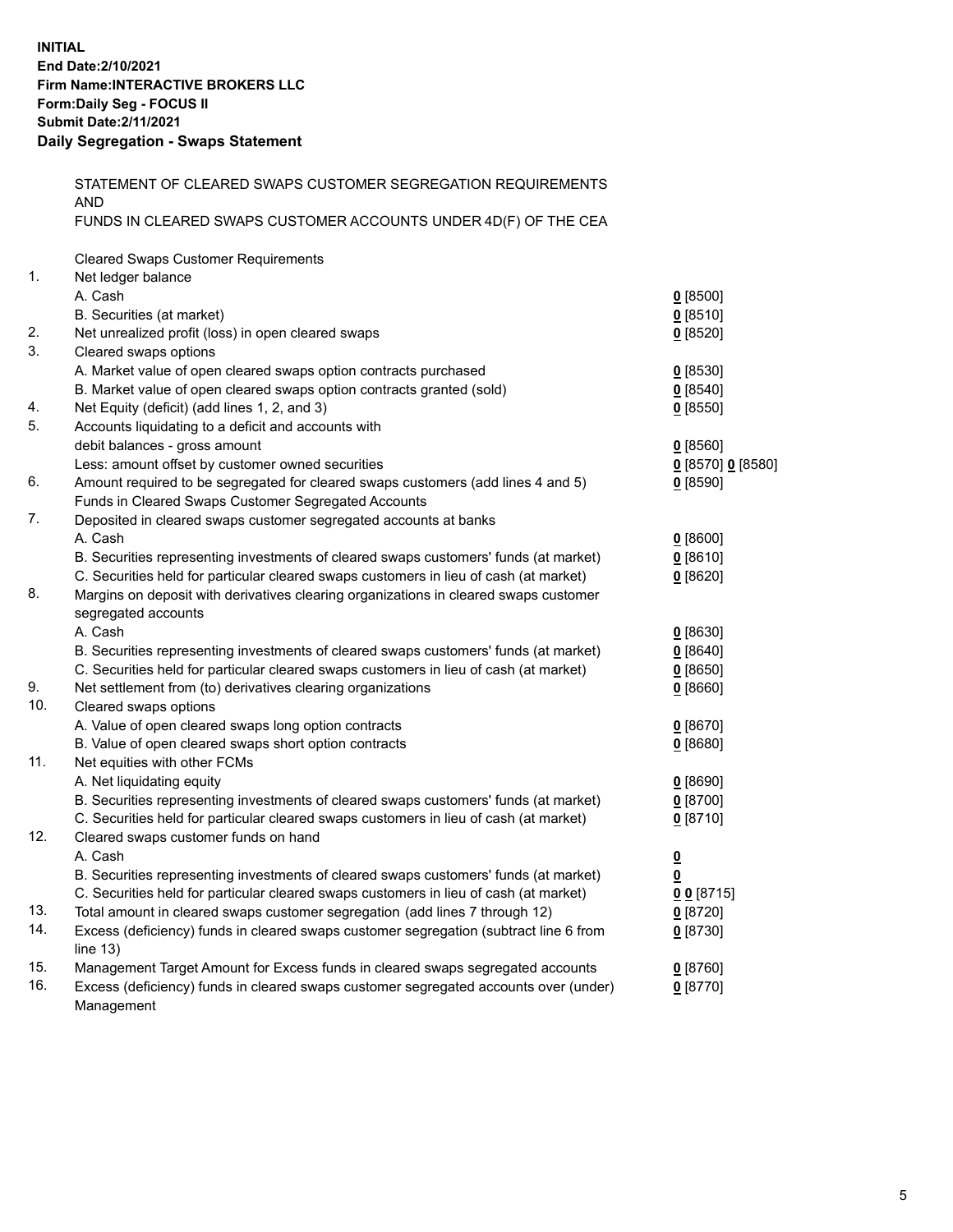**INITIAL**
**End Date:2/10/2021**
**Firm Name:INTERACTIVE BROKERS LLC**
**Form:Daily Seg - FOCUS II**
**Submit Date:2/11/2021**
**Daily Segregation - Swaps Statement**

STATEMENT OF CLEARED SWAPS CUSTOMER SEGREGATION REQUIREMENTS AND FUNDS IN CLEARED SWAPS CUSTOMER ACCOUNTS UNDER 4D(F) OF THE CEA

| | | |
|---|---|---|
| | Cleared Swaps Customer Requirements | |
| 1. | Net ledger balance | |
| | A. Cash | 0 [8500] |
| | B. Securities (at market) | 0 [8510] |
| 2. | Net unrealized profit (loss) in open cleared swaps | 0 [8520] |
| 3. | Cleared swaps options | |
| | A. Market value of open cleared swaps option contracts purchased | 0 [8530] |
| | B. Market value of open cleared swaps option contracts granted (sold) | 0 [8540] |
| 4. | Net Equity (deficit) (add lines 1, 2, and 3) | 0 [8550] |
| 5. | Accounts liquidating to a deficit and accounts with debit balances - gross amount | 0 [8560] |
| | Less: amount offset by customer owned securities | 0 [8570] 0 [8580] |
| 6. | Amount required to be segregated for cleared swaps customers (add lines 4 and 5) | 0 [8590] |
| | Funds in Cleared Swaps Customer Segregated Accounts | |
| 7. | Deposited in cleared swaps customer segregated accounts at banks | |
| | A. Cash | 0 [8600] |
| | B. Securities representing investments of cleared swaps customers' funds (at market) | 0 [8610] |
| | C. Securities held for particular cleared swaps customers in lieu of cash (at market) | 0 [8620] |
| 8. | Margins on deposit with derivatives clearing organizations in cleared swaps customer segregated accounts | |
| | A. Cash | 0 [8630] |
| | B. Securities representing investments of cleared swaps customers' funds (at market) | 0 [8640] |
| | C. Securities held for particular cleared swaps customers in lieu of cash (at market) | 0 [8650] |
| 9. | Net settlement from (to) derivatives clearing organizations | 0 [8660] |
| 10. | Cleared swaps options | |
| | A. Value of open cleared swaps long option contracts | 0 [8670] |
| | B. Value of open cleared swaps short option contracts | 0 [8680] |
| 11. | Net equities with other FCMs | |
| | A. Net liquidating equity | 0 [8690] |
| | B. Securities representing investments of cleared swaps customers' funds (at market) | 0 [8700] |
| | C. Securities held for particular cleared swaps customers in lieu of cash (at market) | 0 [8710] |
| 12. | Cleared swaps customer funds on hand | |
| | A. Cash | 0 |
| | B. Securities representing investments of cleared swaps customers' funds (at market) | 0 |
| | C. Securities held for particular cleared swaps customers in lieu of cash (at market) | 0 0 [8715] |
| 13. | Total amount in cleared swaps customer segregation (add lines 7 through 12) | 0 [8720] |
| 14. | Excess (deficiency) funds in cleared swaps customer segregation (subtract line 6 from line 13) | 0 [8730] |
| 15. | Management Target Amount for Excess funds in cleared swaps segregated accounts | 0 [8760] |
| 16. | Excess (deficiency) funds in cleared swaps customer segregated accounts over (under) Management | 0 [8770] |